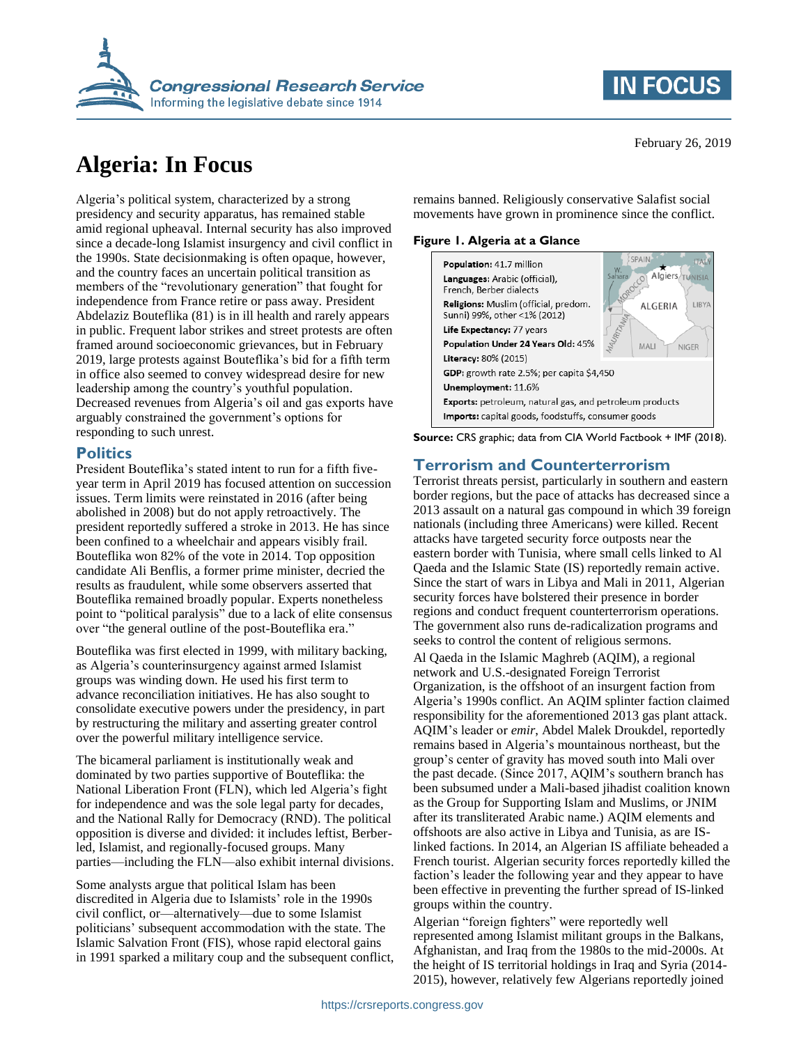February 26, 2019

# Algeria: In Focus

Algeria's political system, characterized by a strong presidency and security apparatus, has remained stable amid regional upheaval. Internal security has also improved since a decade-long Islamist insurgency and civil conflict in the 1990s. State decisionmaking is often opaque, however, and the country faces an uncertain political transition as members of the "revolutionary generation" that fought for independence from France retire or pass away. President Abdelaziz Bouteflika (81) is in ill health and rarely appears in public. Frequent labor strikes and street protests are often framed around socioeconomic grievances, but in February 2019, large protests against Bouteflika's bid for a fifth term in office also seemed to convey widespread desire for new leadership among the country's youthful population. Decreased revenues from Algeria's oil and gas exports have arguably constrained the government's options for responding to such unrest.

## Politics

President Bouteflika's stated intent to run for a fifth five-year term in April 2019 has focused attention on succession issues. Term limits were reinstated in 2016 (after being abolished in 2008) but do not apply retroactively. The president reportedly suffered a stroke in 2013. He has since been confined to a wheelchair and appears visibly frail. Bouteflika won 82% of the vote in 2014. Top opposition candidate Ali Benflis, a former prime minister, decried the results as fraudulent, while some observers asserted that Bouteflika remained broadly popular. Experts nonetheless point to "political paralysis" due to a lack of elite consensus over "the general outline of the post-Bouteflika era."

Bouteflika was first elected in 1999, with military backing, as Algeria's counterinsurgency against armed Islamist groups was winding down. He used his first term to advance reconciliation initiatives. He has also sought to consolidate executive powers under the presidency, in part by restructuring the military and asserting greater control over the powerful military intelligence service.

The bicameral parliament is institutionally weak and dominated by two parties supportive of Bouteflika: the National Liberation Front (FLN), which led Algeria's fight for independence and was the sole legal party for decades, and the National Rally for Democracy (RND). The political opposition is diverse and divided: it includes leftist, Berber-led, Islamist, and regionally-focused groups. Many parties—including the FLN—also exhibit internal divisions.

Some analysts argue that political Islam has been discredited in Algeria due to Islamists' role in the 1990s civil conflict, or—alternatively—due to some Islamist politicians' subsequent accommodation with the state. The Islamic Salvation Front (FIS), whose rapid electoral gains in 1991 sparked a military coup and the subsequent conflict, remains banned. Religiously conservative Salafist social movements have grown in prominence since the conflict.

**Figure 1. Algeria at a Glance**

**Population:** 41.7 million
**Languages:** Arabic (official), French, Berber dialects
**Religions:** Muslim (official, predom. Sunni) 99%, other <1% (2012)
**Life Expectancy:** 77 years
**Population Under 24 Years Old:** 45%
**Literacy:** 80% (2015)
**GDP:** growth rate 2.5%; per capita $4,450
**Unemployment:** 11.6%
**Exports:** petroleum, natural gas, and petroleum products
**Imports:** capital goods, foodstuffs, consumer goods

**Source:** CRS graphic; data from CIA World Factbook + IMF (2018).

## Terrorism and Counterterrorism

Terrorist threats persist, particularly in southern and eastern border regions, but the pace of attacks has decreased since a 2013 assault on a natural gas compound in which 39 foreign nationals (including three Americans) were killed. Recent attacks have targeted security force outposts near the eastern border with Tunisia, where small cells linked to Al Qaeda and the Islamic State (IS) reportedly remain active. Since the start of wars in Libya and Mali in 2011, Algerian security forces have bolstered their presence in border regions and conduct frequent counterterrorism operations. The government also runs de-radicalization programs and seeks to control the content of religious sermons.

Al Qaeda in the Islamic Maghreb (AQIM), a regional network and U.S.-designated Foreign Terrorist Organization, is the offshoot of an insurgent faction from Algeria's 1990s conflict. An AQIM splinter faction claimed responsibility for the aforementioned 2013 gas plant attack. AQIM's leader or *emir*, Abdel Malek Droukdel, reportedly remains based in Algeria's mountainous northeast, but the group's center of gravity has moved south into Mali over the past decade. (Since 2017, AQIM's southern branch has been subsumed under a Mali-based jihadist coalition known as the Group for Supporting Islam and Muslims, or JNIM after its transliterated Arabic name.) AQIM elements and offshoots are also active in Libya and Tunisia, as are IS-linked factions. In 2014, an Algerian IS affiliate beheaded a French tourist. Algerian security forces reportedly killed the faction's leader the following year and they appear to have been effective in preventing the further spread of IS-linked groups within the country.

Algerian "foreign fighters" were reportedly well represented among Islamist militant groups in the Balkans, Afghanistan, and Iraq from the 1980s to the mid-2000s. At the height of IS territorial holdings in Iraq and Syria (2014-2015), however, relatively few Algerians reportedly joined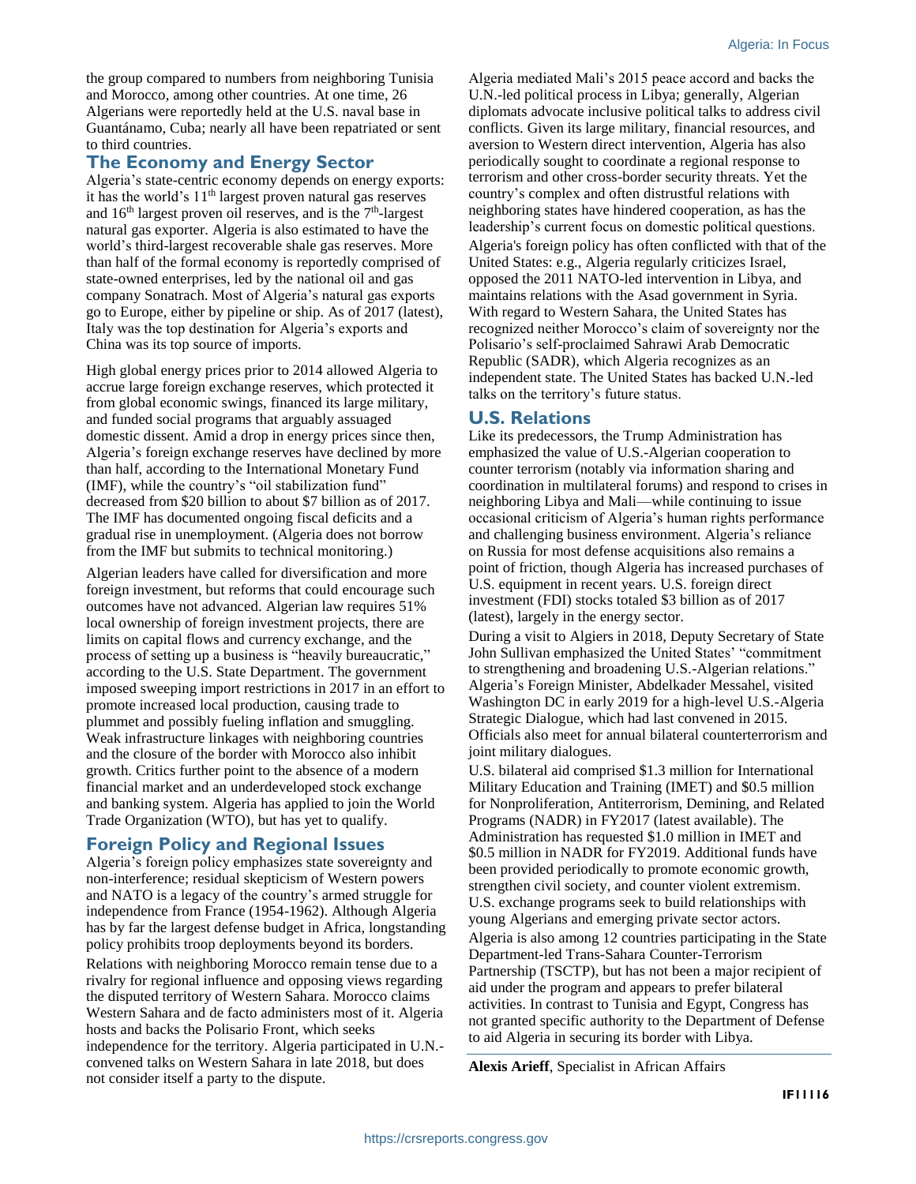the group compared to numbers from neighboring Tunisia and Morocco, among other countries. At one time, 26 Algerians were reportedly held at the U.S. naval base in Guantánamo, Cuba; nearly all have been repatriated or sent to third countries.

## The Economy and Energy Sector

Algeria's state-centric economy depends on energy exports: it has the world's 11th largest proven natural gas reserves and 16th largest proven oil reserves, and is the 7th-largest natural gas exporter. Algeria is also estimated to have the world's third-largest recoverable shale gas reserves. More than half of the formal economy is reportedly comprised of state-owned enterprises, led by the national oil and gas company Sonatrach. Most of Algeria's natural gas exports go to Europe, either by pipeline or ship. As of 2017 (latest), Italy was the top destination for Algeria's exports and China was its top source of imports.

High global energy prices prior to 2014 allowed Algeria to accrue large foreign exchange reserves, which protected it from global economic swings, financed its large military, and funded social programs that arguably assuaged domestic dissent. Amid a drop in energy prices since then, Algeria's foreign exchange reserves have declined by more than half, according to the International Monetary Fund (IMF), while the country's "oil stabilization fund" decreased from $20 billion to about $7 billion as of 2017. The IMF has documented ongoing fiscal deficits and a gradual rise in unemployment. (Algeria does not borrow from the IMF but submits to technical monitoring.)

Algerian leaders have called for diversification and more foreign investment, but reforms that could encourage such outcomes have not advanced. Algerian law requires 51% local ownership of foreign investment projects, there are limits on capital flows and currency exchange, and the process of setting up a business is "heavily bureaucratic," according to the U.S. State Department. The government imposed sweeping import restrictions in 2017 in an effort to promote increased local production, causing trade to plummet and possibly fueling inflation and smuggling. Weak infrastructure linkages with neighboring countries and the closure of the border with Morocco also inhibit growth. Critics further point to the absence of a modern financial market and an underdeveloped stock exchange and banking system. Algeria has applied to join the World Trade Organization (WTO), but has yet to qualify.

## Foreign Policy and Regional Issues

Algeria's foreign policy emphasizes state sovereignty and non-interference; residual skepticism of Western powers and NATO is a legacy of the country's armed struggle for independence from France (1954-1962). Although Algeria has by far the largest defense budget in Africa, longstanding policy prohibits troop deployments beyond its borders.

Relations with neighboring Morocco remain tense due to a rivalry for regional influence and opposing views regarding the disputed territory of Western Sahara. Morocco claims Western Sahara and de facto administers most of it. Algeria hosts and backs the Polisario Front, which seeks independence for the territory. Algeria participated in U.N.-convened talks on Western Sahara in late 2018, but does not consider itself a party to the dispute.

Algeria mediated Mali's 2015 peace accord and backs the U.N.-led political process in Libya; generally, Algerian diplomats advocate inclusive political talks to address civil conflicts. Given its large military, financial resources, and aversion to Western direct intervention, Algeria has also periodically sought to coordinate a regional response to terrorism and other cross-border security threats. Yet the country's complex and often distrustful relations with neighboring states have hindered cooperation, as has the leadership's current focus on domestic political questions.

Algeria's foreign policy has often conflicted with that of the United States: e.g., Algeria regularly criticizes Israel, opposed the 2011 NATO-led intervention in Libya, and maintains relations with the Asad government in Syria. With regard to Western Sahara, the United States has recognized neither Morocco's claim of sovereignty nor the Polisario's self-proclaimed Sahrawi Arab Democratic Republic (SADR), which Algeria recognizes as an independent state. The United States has backed U.N.-led talks on the territory's future status.

## U.S. Relations

Like its predecessors, the Trump Administration has emphasized the value of U.S.-Algerian cooperation to counter terrorism (notably via information sharing and coordination in multilateral forums) and respond to crises in neighboring Libya and Mali—while continuing to issue occasional criticism of Algeria's human rights performance and challenging business environment. Algeria's reliance on Russia for most defense acquisitions also remains a point of friction, though Algeria has increased purchases of U.S. equipment in recent years. U.S. foreign direct investment (FDI) stocks totaled $3 billion as of 2017 (latest), largely in the energy sector.

During a visit to Algiers in 2018, Deputy Secretary of State John Sullivan emphasized the United States' "commitment to strengthening and broadening U.S.-Algerian relations." Algeria's Foreign Minister, Abdelkader Messahel, visited Washington DC in early 2019 for a high-level U.S.-Algeria Strategic Dialogue, which had last convened in 2015. Officials also meet for annual bilateral counterterrorism and joint military dialogues.

U.S. bilateral aid comprised $1.3 million for International Military Education and Training (IMET) and $0.5 million for Nonproliferation, Antiterrorism, Demining, and Related Programs (NADR) in FY2017 (latest available). The Administration has requested $1.0 million in IMET and $0.5 million in NADR for FY2019. Additional funds have been provided periodically to promote economic growth, strengthen civil society, and counter violent extremism. U.S. exchange programs seek to build relationships with young Algerians and emerging private sector actors.

Algeria is also among 12 countries participating in the State Department-led Trans-Sahara Counter-Terrorism Partnership (TSCTP), but has not been a major recipient of aid under the program and appears to prefer bilateral activities. In contrast to Tunisia and Egypt, Congress has not granted specific authority to the Department of Defense to aid Algeria in securing its border with Libya.

---

**Alexis Arieff**, Specialist in African Affairs

**IF11116**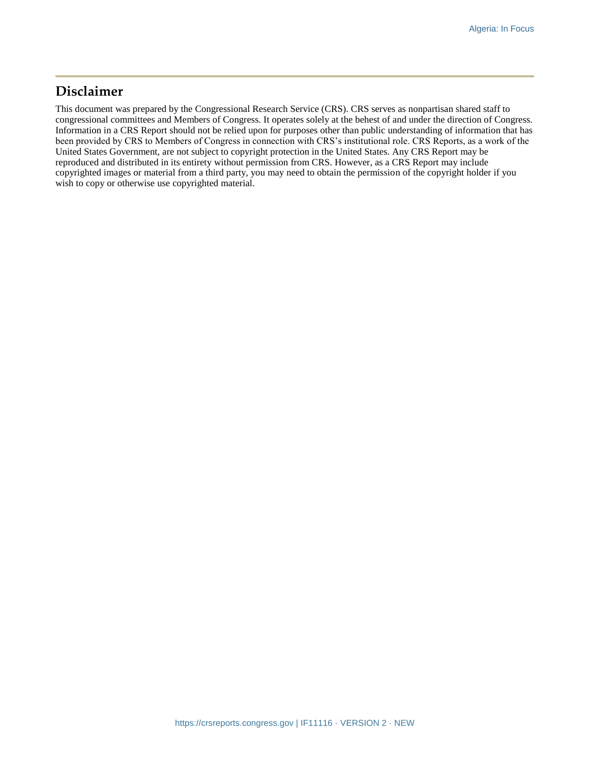## Disclaimer

This document was prepared by the Congressional Research Service (CRS). CRS serves as nonpartisan shared staff to congressional committees and Members of Congress. It operates solely at the behest of and under the direction of Congress. Information in a CRS Report should not be relied upon for purposes other than public understanding of information that has been provided by CRS to Members of Congress in connection with CRS's institutional role. CRS Reports, as a work of the United States Government, are not subject to copyright protection in the United States. Any CRS Report may be reproduced and distributed in its entirety without permission from CRS. However, as a CRS Report may include copyrighted images or material from a third party, you may need to obtain the permission of the copyright holder if you wish to copy or otherwise use copyrighted material.